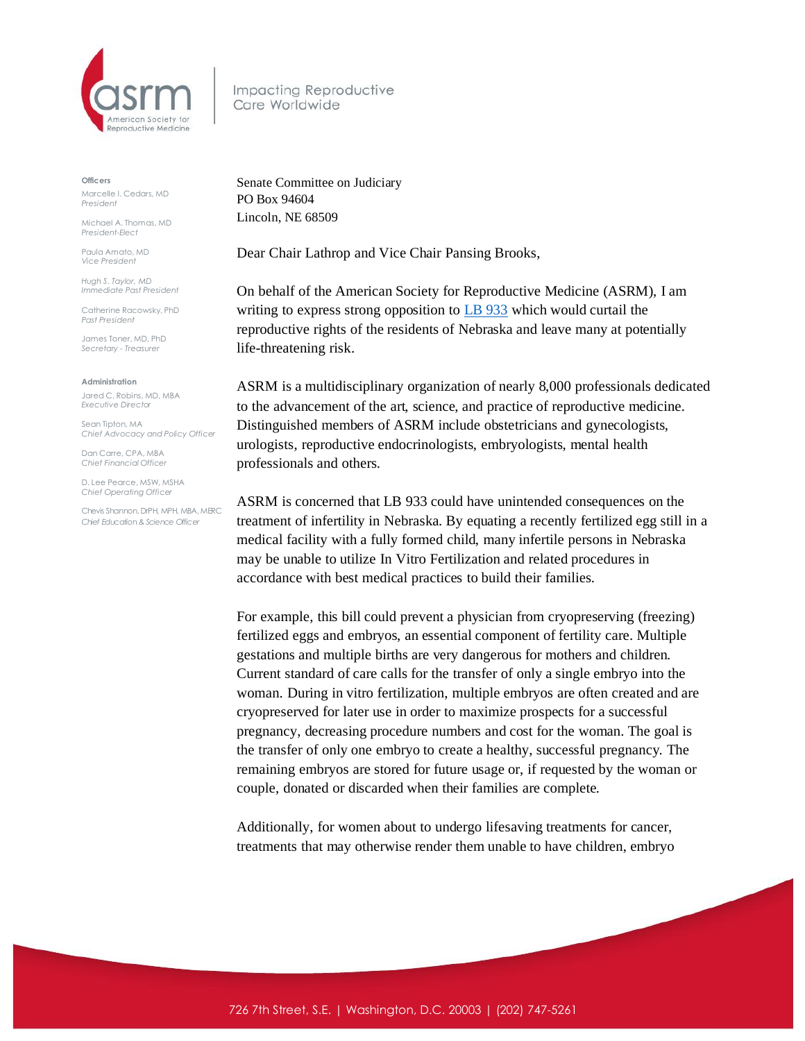American Society for Reproductive Medicine

Impacting Reproductive Care Worldwide

**Officers**

Marcelle I. Cedars, MD
*President*

Michael A. Thomas, MD
*President-Elect*

Paula Amato, MD
*Vice President*

Hugh S. Taylor, MD
*Immediate Past President*

Catherine Racowsky, PhD
*Past President*

James Toner, MD, PhD
*Secretary - Treasurer*

**Administration**

Jared C. Robins, MD, MBA
*Executive Director*

Sean Tipton, MA
*Chief Advocacy and Policy Officer*

Dan Carre, CPA, MBA
*Chief Financial Officer*

D. Lee Pearce, MSW, MSHA
*Chief Operating Officer*

Chevis Shannon, DrPH, MPH, MBA, MERC
*Chief Education & Science Officer*

Senate Committee on Judiciary
PO Box 94604
Lincoln, NE 68509

Dear Chair Lathrop and Vice Chair Pansing Brooks,

On behalf of the American Society for Reproductive Medicine (ASRM), I am writing to express strong opposition to [LB 933] which would curtail the reproductive rights of the residents of Nebraska and leave many at potentially life-threatening risk.

ASRM is a multidisciplinary organization of nearly 8,000 professionals dedicated to the advancement of the art, science, and practice of reproductive medicine. Distinguished members of ASRM include obstetricians and gynecologists, urologists, reproductive endocrinologists, embryologists, mental health professionals and others.

ASRM is concerned that LB 933 could have unintended consequences on the treatment of infertility in Nebraska. By equating a recently fertilized egg still in a medical facility with a fully formed child, many infertile persons in Nebraska may be unable to utilize In Vitro Fertilization and related procedures in accordance with best medical practices to build their families.

For example, this bill could prevent a physician from cryopreserving (freezing) fertilized eggs and embryos, an essential component of fertility care. Multiple gestations and multiple births are very dangerous for mothers and children. Current standard of care calls for the transfer of only a single embryo into the woman. During in vitro fertilization, multiple embryos are often created and are cryopreserved for later use in order to maximize prospects for a successful pregnancy, decreasing procedure numbers and cost for the woman. The goal is the transfer of only one embryo to create a healthy, successful pregnancy. The remaining embryos are stored for future usage or, if requested by the woman or couple, donated or discarded when their families are complete.

Additionally, for women about to undergo lifesaving treatments for cancer, treatments that may otherwise render them unable to have children, embryo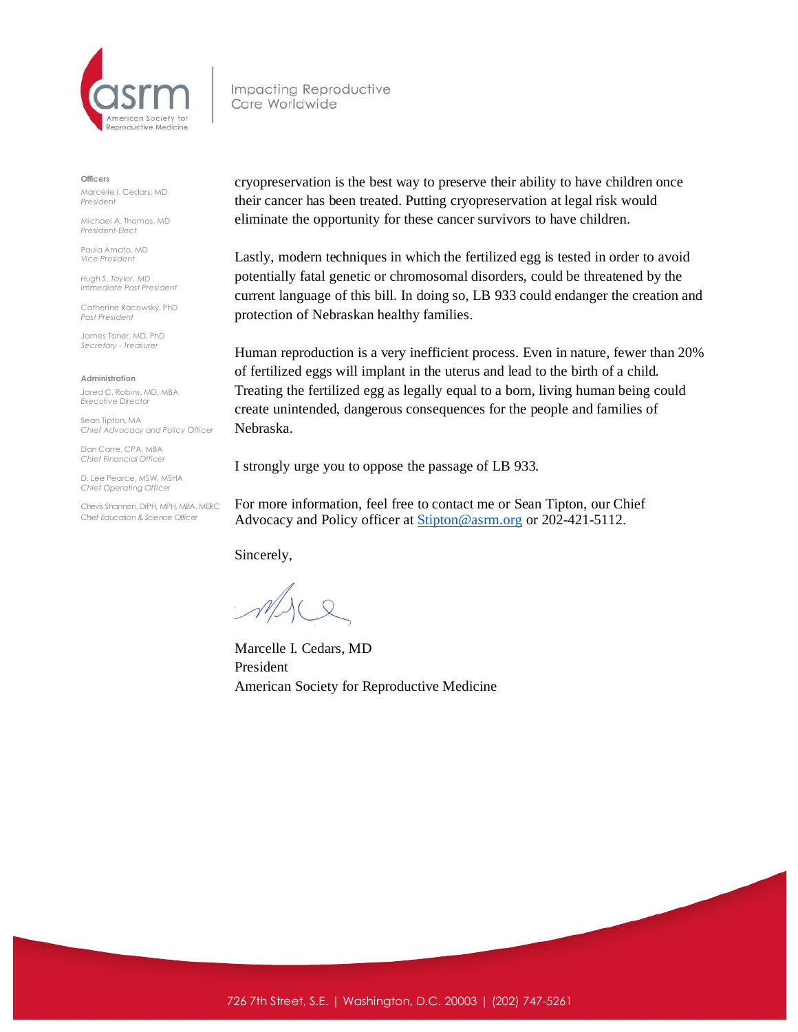**Officers**

Marcelle I. Cedars, MD
*President*

Michael A. Thomas, MD
*President-Elect*

Paula Amato, MD
*Vice President*

Hugh S. Taylor, MD
*Immediate Past President*

Catherine Racowsky, PhD
*Past President*

James Toner, MD, PhD
*Secretary - Treasurer*

**Administration**

Jared C. Robins, MD, MBA
*Executive Director*

Sean Tipton, MA
*Chief Advocacy and Policy Officer*

Dan Carre, CPA, MBA
*Chief Financial Officer*

D. Lee Pearce, MSW, MSHA
*Chief Operating Officer*

Chevis Shannon, DrPH, MPH, MBA, MERC
*Chief Education & Science Officer*

cryopreservation is the best way to preserve their ability to have children once their cancer has been treated. Putting cryopreservation at legal risk would eliminate the opportunity for these cancer survivors to have children.

Lastly, modern techniques in which the fertilized egg is tested in order to avoid potentially fatal genetic or chromosomal disorders, could be threatened by the current language of this bill. In doing so, LB 933 could endanger the creation and protection of Nebraskan healthy families.

Human reproduction is a very inefficient process. Even in nature, fewer than 20% of fertilized eggs will implant in the uterus and lead to the birth of a child. Treating the fertilized egg as legally equal to a born, living human being could create unintended, dangerous consequences for the people and families of Nebraska.

I strongly urge you to oppose the passage of LB 933.

For more information, feel free to contact me or Sean Tipton, our Chief Advocacy and Policy officer at Stipton@asrm.org or 202-421-5112.

Sincerely,

Marcelle I. Cedars, MD
President
American Society for Reproductive Medicine

726 7th Street, S.E. | Washington, D.C. 20003 | (202) 747-5261